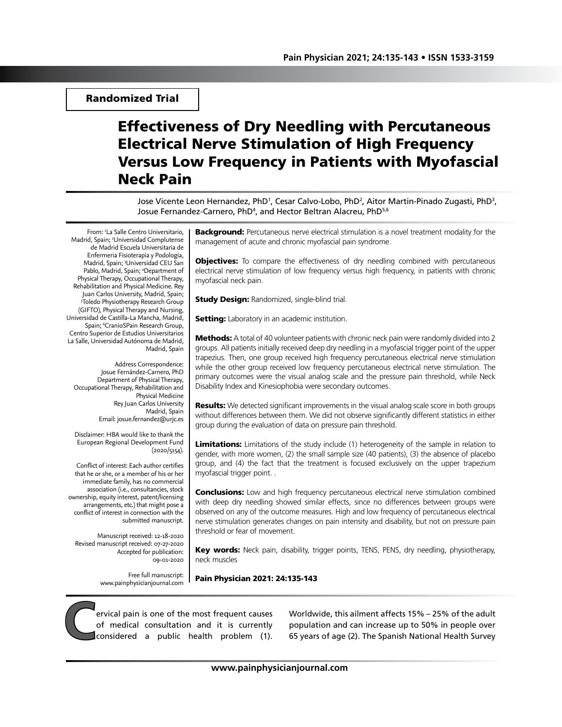Randomized Trial

# Effectiveness of Dry Needling with Percutaneous Electrical Nerve Stimulation of High Frequency Versus Low Frequency in Patients with Myofascial Neck Pain

Jose Vicente Leon Hernandez, PhD[1], Cesar Calvo-Lobo, PhD[2], Aitor Martin-Pinado Zugasti, PhD[3], Josue Fernandez-Carnero, PhD[4], and Hector Beltran Alacreu, PhD[5,6]

From: [1]La Salle Centro Universitario, Madrid, Spain; [2]Universidad Complutense de Madrid Escuela Universitaria de Enfermeria Fisioterapia y Podologia, Madrid, Spain; [3]Universidad CEU San Pablo, Madrid, Spain; [4]Department of Physical Therapy, Occupational Therapy, Rehabilitation and Physical Medicine. Rey Juan Carlos University, Madrid, Spain; [5]Toledo Physiotherapy Research Group (GIFTO), Physical Therapy and Nursing, Universidad de Castilla-La Mancha, Madrid, Spain; [6]CranioSPain Research Group, Centro Superior de Estudios Universitarios La Salle, Universidad Autónoma de Madrid, Madrid, Spain

Address Correspondence:
Josue Fernández-Carnero, PhD
Department of Physical Therapy, Occupational Therapy, Rehabilitation and Physical Medicine
Rey Juan Carlos University
Madrid, Spain
Email: josue.fernandez@urjc.es

Disclaimer: HBA would like to thank the European Regional Development Fund (2020/5154).

Conflict of interest: Each author certifies that he or she, or a member of his or her immediate family, has no commercial association (i.e., consultancies, stock ownership, equity interest, patent/licensing arrangements, etc.) that might pose a conflict of interest in connection with the submitted manuscript.

Manuscript received: 12-18-2020
Revised manuscript received: 07-27-2020
Accepted for publication: 09-01-2020

Free full manuscript: www.painphysicianjournal.com

**Background:** Percutaneous nerve electrical stimulation is a novel treatment modality for the management of acute and chronic myofascial pain syndrome.

**Objectives:** To compare the effectiveness of dry needling combined with percutaneous electrical nerve stimulation of low frequency versus high frequency, in patients with chronic myofascial neck pain.

**Study Design:** Randomized, single-blind trial.

**Setting:** Laboratory in an academic institution.

**Methods:** A total of 40 volunteer patients with chronic neck pain were randomly divided into 2 groups. All patients initially received deep dry needling in a myofascial trigger point of the upper trapezius. Then, one group received high frequency percutaneous electrical nerve stimulation while the other group received low frequency percutaneous electrical nerve stimulation. The primary outcomes were the visual analog scale and the pressure pain threshold, while Neck Disability Index and Kinesiophobia were secondary outcomes.

**Results:** We detected significant improvements in the visual analog scale score in both groups without differences between them. We did not observe significantly different statistics in either group during the evaluation of data on pressure pain threshold.

**Limitations:** Limitations of the study include (1) heterogeneity of the sample in relation to gender, with more women, (2) the small sample size (40 patients), (3) the absence of placebo group, and (4) the fact that the treatment is focused exclusively on the upper trapezium myofascial trigger point. .

**Conclusions:** Low and high frequency percutaneous electrical nerve stimulation combined with deep dry needling showed similar effects, since no differences between groups were observed on any of the outcome measures. High and low frequency of percutaneous electrical nerve stimulation generates changes on pain intensity and disability, but not on pressure pain threshold or fear of movement.

**Key words:** Neck pain, disability, trigger points, TENS, PENS, dry needling, physiotherapy, neck muscles

**Pain Physician 2021: 24:135-143**

Cervical pain is one of the most frequent causes of medical consultation and it is currently considered a public health problem (1). Worldwide, this ailment affects 15% – 25% of the adult population and can increase up to 50% in people over 65 years of age (2). The Spanish National Health Survey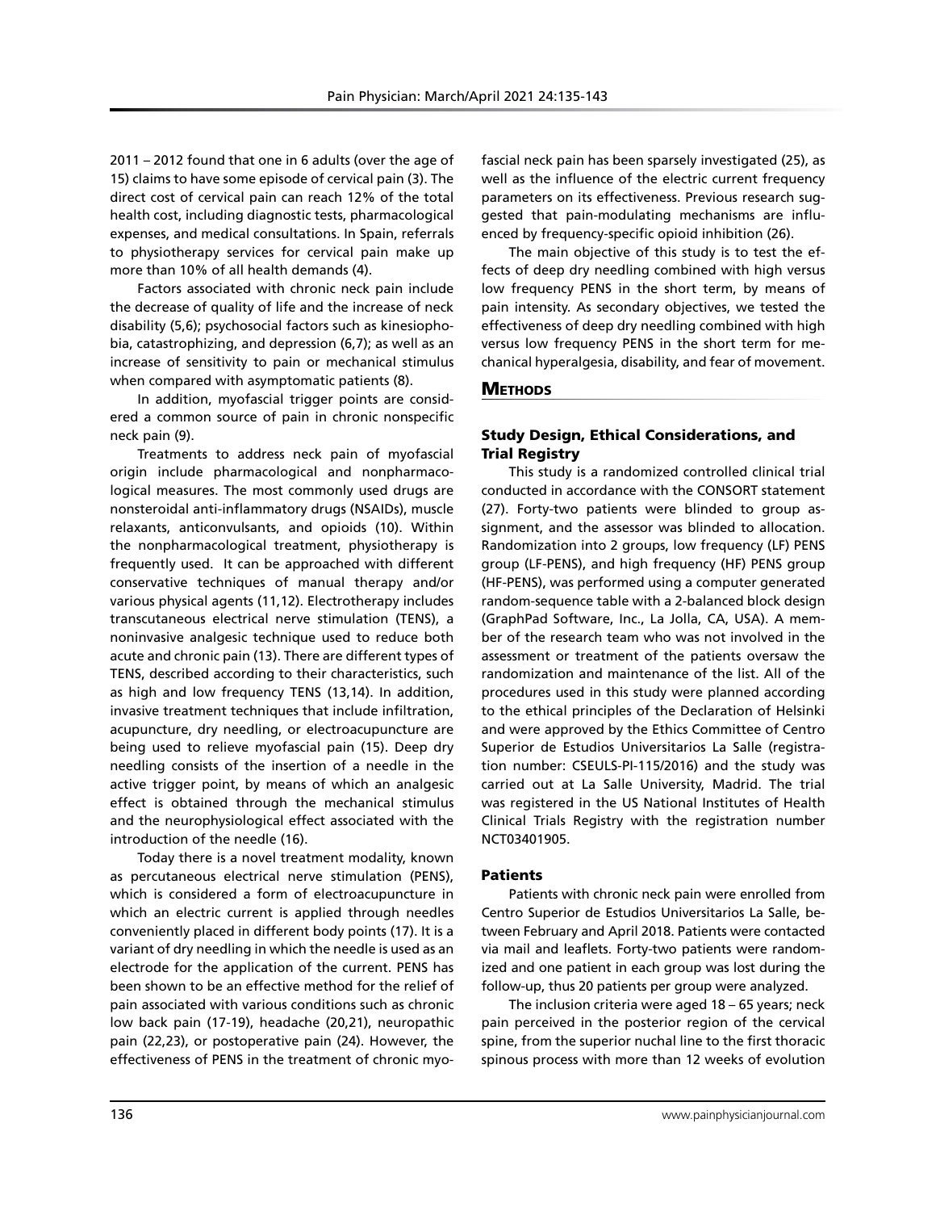2011 – 2012 found that one in 6 adults (over the age of 15) claims to have some episode of cervical pain (3). The direct cost of cervical pain can reach 12% of the total health cost, including diagnostic tests, pharmacological expenses, and medical consultations. In Spain, referrals to physiotherapy services for cervical pain make up more than 10% of all health demands (4).

Factors associated with chronic neck pain include the decrease of quality of life and the increase of neck disability (5,6); psychosocial factors such as kinesiophobia, catastrophizing, and depression (6,7); as well as an increase of sensitivity to pain or mechanical stimulus when compared with asymptomatic patients (8).

In addition, myofascial trigger points are considered a common source of pain in chronic nonspecific neck pain (9).

Treatments to address neck pain of myofascial origin include pharmacological and nonpharmacological measures. The most commonly used drugs are nonsteroidal anti-inflammatory drugs (NSAIDs), muscle relaxants, anticonvulsants, and opioids (10). Within the nonpharmacological treatment, physiotherapy is frequently used. It can be approached with different conservative techniques of manual therapy and/or various physical agents (11,12). Electrotherapy includes transcutaneous electrical nerve stimulation (TENS), a noninvasive analgesic technique used to reduce both acute and chronic pain (13). There are different types of TENS, described according to their characteristics, such as high and low frequency TENS (13,14). In addition, invasive treatment techniques that include infiltration, acupuncture, dry needling, or electroacupuncture are being used to relieve myofascial pain (15). Deep dry needling consists of the insertion of a needle in the active trigger point, by means of which an analgesic effect is obtained through the mechanical stimulus and the neurophysiological effect associated with the introduction of the needle (16).

Today there is a novel treatment modality, known as percutaneous electrical nerve stimulation (PENS), which is considered a form of electroacupuncture in which an electric current is applied through needles conveniently placed in different body points (17). It is a variant of dry needling in which the needle is used as an electrode for the application of the current. PENS has been shown to be an effective method for the relief of pain associated with various conditions such as chronic low back pain (17-19), headache (20,21), neuropathic pain (22,23), or postoperative pain (24). However, the effectiveness of PENS in the treatment of chronic myofascial neck pain has been sparsely investigated (25), as well as the influence of the electric current frequency parameters on its effectiveness. Previous research suggested that pain-modulating mechanisms are influenced by frequency-specific opioid inhibition (26).

The main objective of this study is to test the effects of deep dry needling combined with high versus low frequency PENS in the short term, by means of pain intensity. As secondary objectives, we tested the effectiveness of deep dry needling combined with high versus low frequency PENS in the short term for mechanical hyperalgesia, disability, and fear of movement.

## Methods

### Study Design, Ethical Considerations, and Trial Registry

This study is a randomized controlled clinical trial conducted in accordance with the CONSORT statement (27). Forty-two patients were blinded to group assignment, and the assessor was blinded to allocation. Randomization into 2 groups, low frequency (LF) PENS group (LF-PENS), and high frequency (HF) PENS group (HF-PENS), was performed using a computer generated random-sequence table with a 2-balanced block design (GraphPad Software, Inc., La Jolla, CA, USA). A member of the research team who was not involved in the assessment or treatment of the patients oversaw the randomization and maintenance of the list. All of the procedures used in this study were planned according to the ethical principles of the Declaration of Helsinki and were approved by the Ethics Committee of Centro Superior de Estudios Universitarios La Salle (registration number: CSEULS-PI-115/2016) and the study was carried out at La Salle University, Madrid. The trial was registered in the US National Institutes of Health Clinical Trials Registry with the registration number NCT03401905.

### Patients

Patients with chronic neck pain were enrolled from Centro Superior de Estudios Universitarios La Salle, between February and April 2018. Patients were contacted via mail and leaflets. Forty-two patients were randomized and one patient in each group was lost during the follow-up, thus 20 patients per group were analyzed.

The inclusion criteria were aged 18 – 65 years; neck pain perceived in the posterior region of the cervical spine, from the superior nuchal line to the first thoracic spinous process with more than 12 weeks of evolution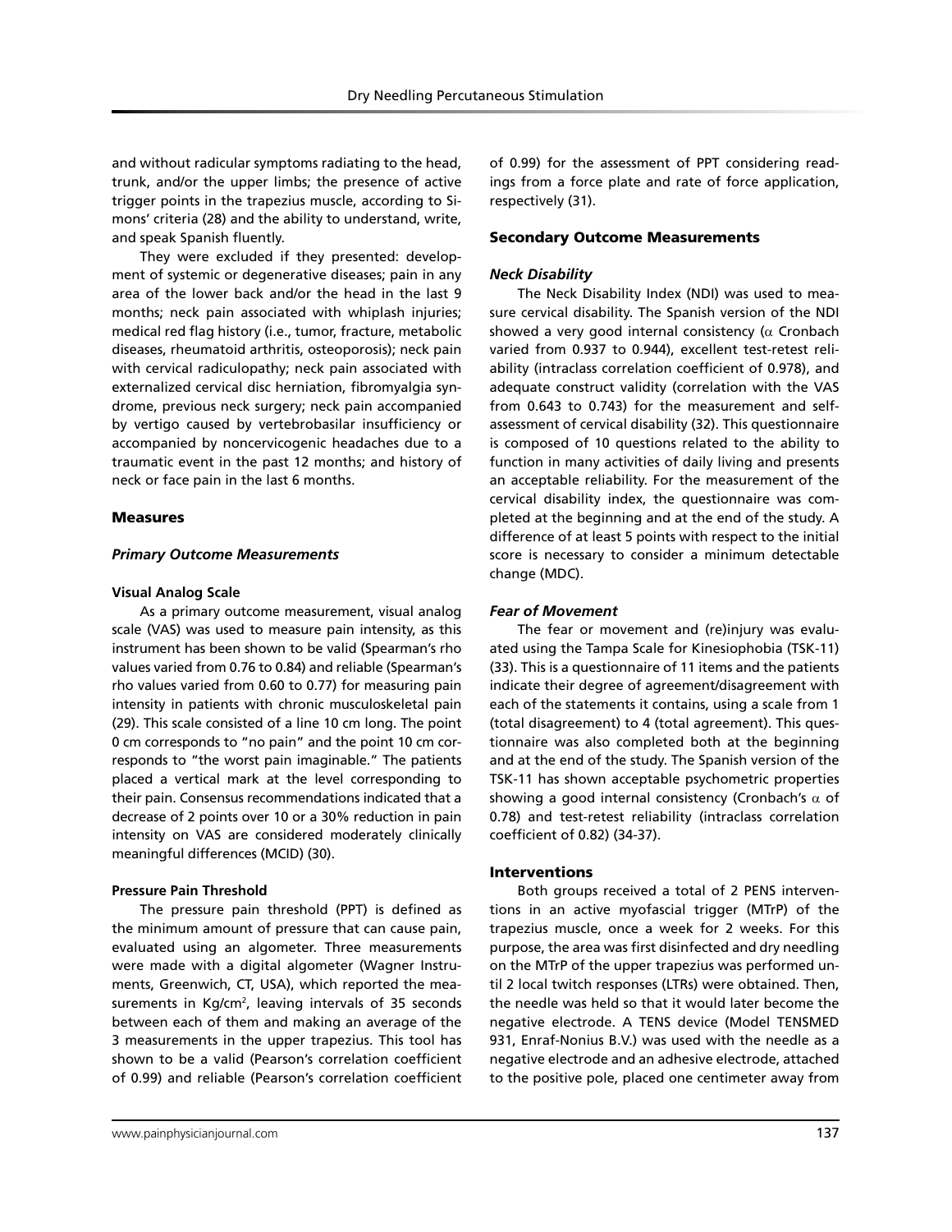and without radicular symptoms radiating to the head, trunk, and/or the upper limbs; the presence of active trigger points in the trapezius muscle, according to Simons' criteria (28) and the ability to understand, write, and speak Spanish fluently.

They were excluded if they presented: development of systemic or degenerative diseases; pain in any area of the lower back and/or the head in the last 9 months; neck pain associated with whiplash injuries; medical red flag history (i.e., tumor, fracture, metabolic diseases, rheumatoid arthritis, osteoporosis); neck pain with cervical radiculopathy; neck pain associated with externalized cervical disc herniation, fibromyalgia syndrome, previous neck surgery; neck pain accompanied by vertigo caused by vertebrobasilar insufficiency or accompanied by noncervicogenic headaches due to a traumatic event in the past 12 months; and history of neck or face pain in the last 6 months.

## Measures

### *Primary Outcome Measurements*

#### Visual Analog Scale

As a primary outcome measurement, visual analog scale (VAS) was used to measure pain intensity, as this instrument has been shown to be valid (Spearman's rho values varied from 0.76 to 0.84) and reliable (Spearman's rho values varied from 0.60 to 0.77) for measuring pain intensity in patients with chronic musculoskeletal pain (29). This scale consisted of a line 10 cm long. The point 0 cm corresponds to "no pain" and the point 10 cm corresponds to "the worst pain imaginable." The patients placed a vertical mark at the level corresponding to their pain. Consensus recommendations indicated that a decrease of 2 points over 10 or a 30% reduction in pain intensity on VAS are considered moderately clinically meaningful differences (MCID) (30).

#### Pressure Pain Threshold

The pressure pain threshold (PPT) is defined as the minimum amount of pressure that can cause pain, evaluated using an algometer. Three measurements were made with a digital algometer (Wagner Instruments, Greenwich, CT, USA), which reported the measurements in Kg/cm$^2$, leaving intervals of 35 seconds between each of them and making an average of the 3 measurements in the upper trapezius. This tool has shown to be a valid (Pearson's correlation coefficient of 0.99) and reliable (Pearson's correlation coefficient of 0.99) for the assessment of PPT considering readings from a force plate and rate of force application, respectively (31).

### Secondary Outcome Measurements

#### *Neck Disability*

The Neck Disability Index (NDI) was used to measure cervical disability. The Spanish version of the NDI showed a very good internal consistency ($\alpha$ Cronbach varied from 0.937 to 0.944), excellent test-retest reliability (intraclass correlation coefficient of 0.978), and adequate construct validity (correlation with the VAS from 0.643 to 0.743) for the measurement and self-assessment of cervical disability (32). This questionnaire is composed of 10 questions related to the ability to function in many activities of daily living and presents an acceptable reliability. For the measurement of the cervical disability index, the questionnaire was completed at the beginning and at the end of the study. A difference of at least 5 points with respect to the initial score is necessary to consider a minimum detectable change (MDC).

#### *Fear of Movement*

The fear or movement and (re)injury was evaluated using the Tampa Scale for Kinesiophobia (TSK-11) (33). This is a questionnaire of 11 items and the patients indicate their degree of agreement/disagreement with each of the statements it contains, using a scale from 1 (total disagreement) to 4 (total agreement). This questionnaire was also completed both at the beginning and at the end of the study. The Spanish version of the TSK-11 has shown acceptable psychometric properties showing a good internal consistency (Cronbach's $\alpha$ of 0.78) and test-retest reliability (intraclass correlation coefficient of 0.82) (34-37).

## Interventions

Both groups received a total of 2 PENS interventions in an active myofascial trigger (MTrP) of the trapezius muscle, once a week for 2 weeks. For this purpose, the area was first disinfected and dry needling on the MTrP of the upper trapezius was performed until 2 local twitch responses (LTRs) were obtained. Then, the needle was held so that it would later become the negative electrode. A TENS device (Model TENSMED 931, Enraf-Nonius B.V.) was used with the needle as a negative electrode and an adhesive electrode, attached to the positive pole, placed one centimeter away from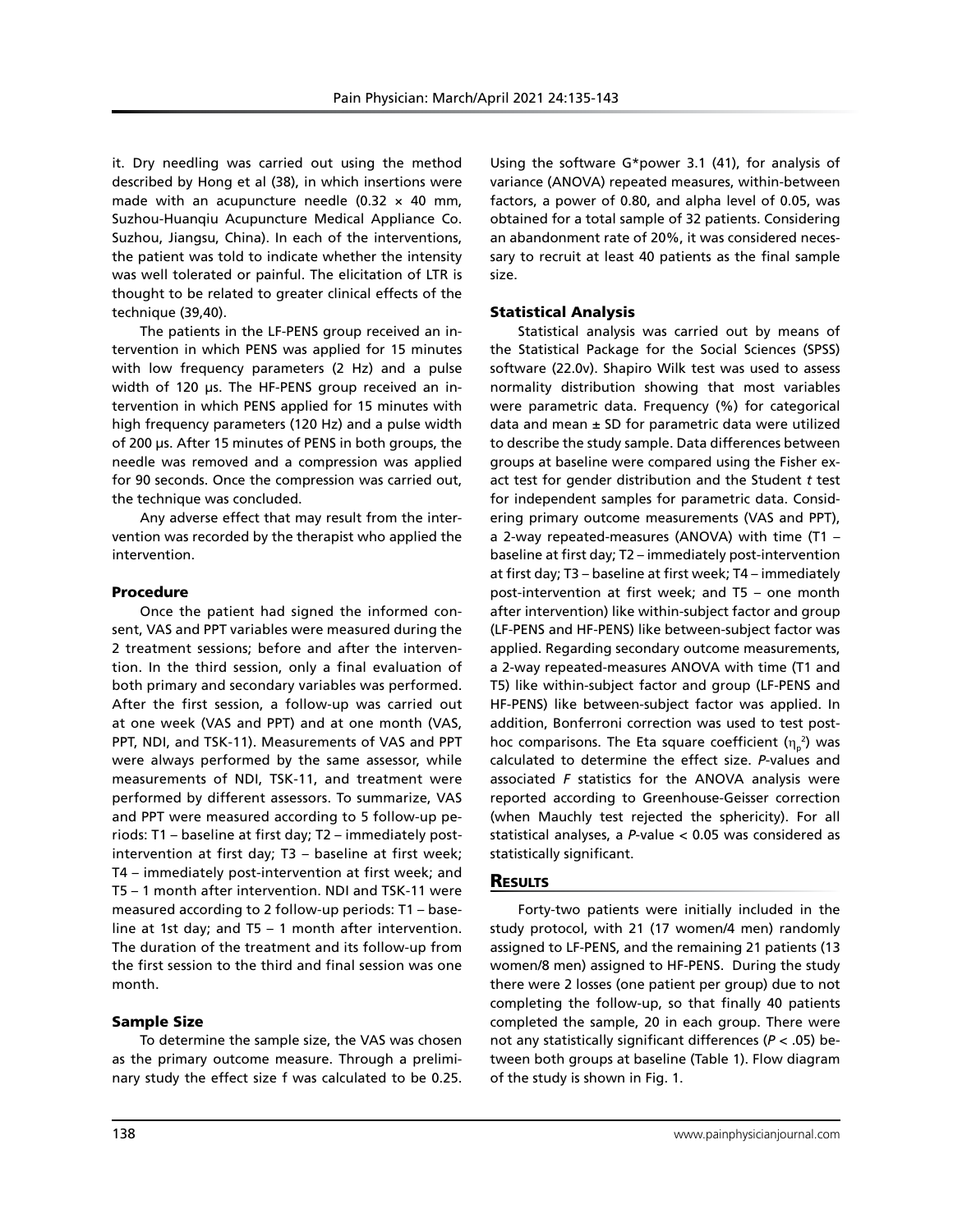it. Dry needling was carried out using the method described by Hong et al (38), in which insertions were made with an acupuncture needle (0.32 × 40 mm, Suzhou-Huanqiu Acupuncture Medical Appliance Co. Suzhou, Jiangsu, China). In each of the interventions, the patient was told to indicate whether the intensity was well tolerated or painful. The elicitation of LTR is thought to be related to greater clinical effects of the technique (39,40).

The patients in the LF-PENS group received an intervention in which PENS was applied for 15 minutes with low frequency parameters (2 Hz) and a pulse width of 120 µs. The HF-PENS group received an intervention in which PENS applied for 15 minutes with high frequency parameters (120 Hz) and a pulse width of 200 µs. After 15 minutes of PENS in both groups, the needle was removed and a compression was applied for 90 seconds. Once the compression was carried out, the technique was concluded.

Any adverse effect that may result from the intervention was recorded by the therapist who applied the intervention.

### Procedure

Once the patient had signed the informed consent, VAS and PPT variables were measured during the 2 treatment sessions; before and after the intervention. In the third session, only a final evaluation of both primary and secondary variables was performed. After the first session, a follow-up was carried out at one week (VAS and PPT) and at one month (VAS, PPT, NDI, and TSK-11). Measurements of VAS and PPT were always performed by the same assessor, while measurements of NDI, TSK-11, and treatment were performed by different assessors. To summarize, VAS and PPT were measured according to 5 follow-up periods: T1 – baseline at first day; T2 – immediately post-intervention at first day; T3 – baseline at first week; T4 – immediately post-intervention at first week; and T5 – 1 month after intervention. NDI and TSK-11 were measured according to 2 follow-up periods: T1 – baseline at 1st day; and T5 – 1 month after intervention. The duration of the treatment and its follow-up from the first session to the third and final session was one month.

### Sample Size

To determine the sample size, the VAS was chosen as the primary outcome measure. Through a preliminary study the effect size f was calculated to be 0.25. Using the software G*power 3.1 (41), for analysis of variance (ANOVA) repeated measures, within-between factors, a power of 0.80, and alpha level of 0.05, was obtained for a total sample of 32 patients. Considering an abandonment rate of 20%, it was considered necessary to recruit at least 40 patients as the final sample size.

### Statistical Analysis

Statistical analysis was carried out by means of the Statistical Package for the Social Sciences (SPSS) software (22.0v). Shapiro Wilk test was used to assess normality distribution showing that most variables were parametric data. Frequency (%) for categorical data and mean ± SD for parametric data were utilized to describe the study sample. Data differences between groups at baseline were compared using the Fisher exact test for gender distribution and the Student *t* test for independent samples for parametric data. Considering primary outcome measurements (VAS and PPT), a 2-way repeated-measures (ANOVA) with time (T1 – baseline at first day; T2 – immediately post-intervention at first day; T3 – baseline at first week; T4 – immediately post-intervention at first week; and T5 – one month after intervention) like within-subject factor and group (LF-PENS and HF-PENS) like between-subject factor was applied. Regarding secondary outcome measurements, a 2-way repeated-measures ANOVA with time (T1 and T5) like within-subject factor and group (LF-PENS and HF-PENS) like between-subject factor was applied. In addition, Bonferroni correction was used to test post-hoc comparisons. The Eta square coefficient ($\eta_p^2$) was calculated to determine the effect size. *P*-values and associated *F* statistics for the ANOVA analysis were reported according to Greenhouse-Geisser correction (when Mauchly test rejected the sphericity). For all statistical analyses, a *P*-value < 0.05 was considered as statistically significant.

## Results

Forty-two patients were initially included in the study protocol, with 21 (17 women/4 men) randomly assigned to LF-PENS, and the remaining 21 patients (13 women/8 men) assigned to HF-PENS. During the study there were 2 losses (one patient per group) due to not completing the follow-up, so that finally 40 patients completed the sample, 20 in each group. There were not any statistically significant differences (*P* < .05) between both groups at baseline (Table 1). Flow diagram of the study is shown in Fig. 1.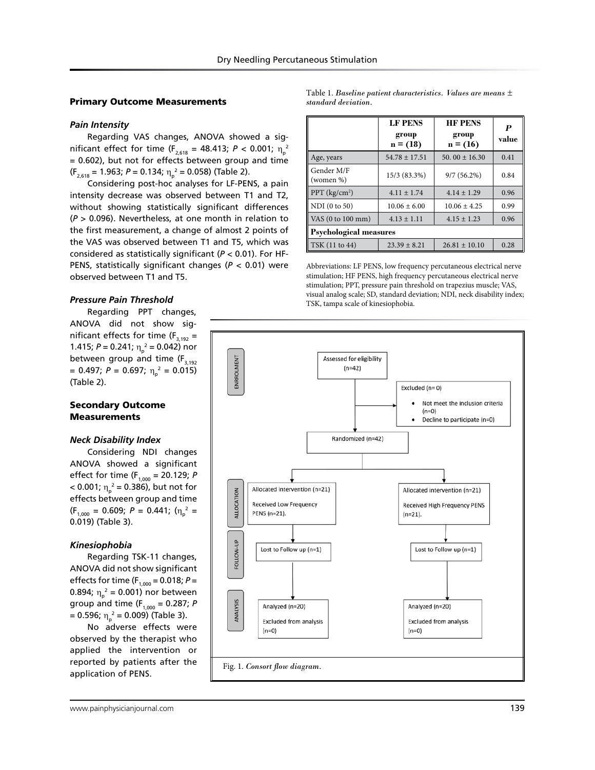## Primary Outcome Measurements

### Pain Intensity

Regarding VAS changes, ANOVA showed a significant effect for time ($F_{2,618}$ = 48.413; $P$ < 0.001; $\eta_p^2$ = 0.602), but not for effects between group and time ($F_{2,618}$ = 1.963; $P$ = 0.134; $\eta_p^2$ = 0.058) (Table 2).

Considering post-hoc analyses for LF-PENS, a pain intensity decrease was observed between T1 and T2, without showing statistically significant differences ($P$ > 0.096). Nevertheless, at one month in relation to the first measurement, a change of almost 2 points of the VAS was observed between T1 and T5, which was considered as statistically significant ($P$ < 0.01). For HF-PENS, statistically significant changes ($P$ < 0.01) were observed between T1 and T5.

### Pressure Pain Threshold

Regarding PPT changes, ANOVA did not show significant effects for time ($F_{3,192}$ = 1.415; $P$ = 0.241; $\eta_p^2$ = 0.042) nor between group and time ($F_{3,192}$ = 0.497; $P$ = 0.697; $\eta_p^2$ = 0.015) (Table 2).

## Secondary Outcome Measurements

### Neck Disability Index

Considering NDI changes ANOVA showed a significant effect for time ($F_{1,000}$ = 20.129; $P$ < 0.001; $\eta_p^2$ = 0.386), but not for effects between group and time ($F_{1,000}$ = 0.609; $P$ = 0.441; ($\eta_p^2$ = 0.019) (Table 3).

### Kinesiophobia

Regarding TSK-11 changes, ANOVA did not show significant effects for time ($F_{1,000}$ = 0.018; $P$ = 0.894; $\eta_p^2$ = 0.001) nor between group and time ($F_{1,000}$ = 0.287; $P$ = 0.596; $\eta_p^2$ = 0.009) (Table 3).

No adverse effects were observed by the therapist who applied the intervention or reported by patients after the application of PENS.

Table 1. *Baseline patient characteristics. Values are means ± standard deviation.*

| | LF PENS group n = (18) | HF PENS group n = (16) | P value |
|---|---|---|---|
| Age, years | 54.78 ± 17.51 | 50. 00 ± 16.30 | 0.41 |
| Gender M/F (women %) | 15/3 (83.3%) | 9/7 (56.2%) | 0.84 |
| PPT (kg/cm²) | 4.11 ± 1.74 | 4.14 ± 1.29 | 0.96 |
| NDI (0 to 50) | 10.06 ± 6.00 | 10.06 ± 4.25 | 0.99 |
| VAS (0 to 100 mm) | 4.13 ± 1.11 | 4.15 ± 1.23 | 0.96 |
| **Psychological measures** | | | |
| TSK (11 to 44) | 23.39 ± 8.21 | 26.81 ± 10.10 | 0.28 |

Abbreviations: LF PENS, low frequency percutaneous electrical nerve stimulation; HF PENS, high frequency percutaneous electrical nerve stimulation; PPT, pressure pain threshold on trapezius muscle; VAS, visual analog scale; SD, standard deviation; NDI, neck disability index; TSK, tampa scale of kinesiophobia.

ENROLLMENT

Assessed for eligibility (n=42)

Excluded (n= 0)
- Not meet the inclusion criteria (n=0)
- Decline to participate (n=0)

Randomized (n=42)

ALLOCATION

Allocated intervention (n=21)
Received Low Frequency PENS (n=21).

Allocated intervention (n=21)
Received High Frequency PENS (n=21).

FOLLOW-UP

Lost to Follow up (n=1)

Lost to Follow up (n=1)

ANALYSIS

Analyzed (n=20)
Excluded from analysis (n=0)

Analyzed (n=20)
Excluded from analysis (n=0)

Fig. 1. *Consort flow diagram.*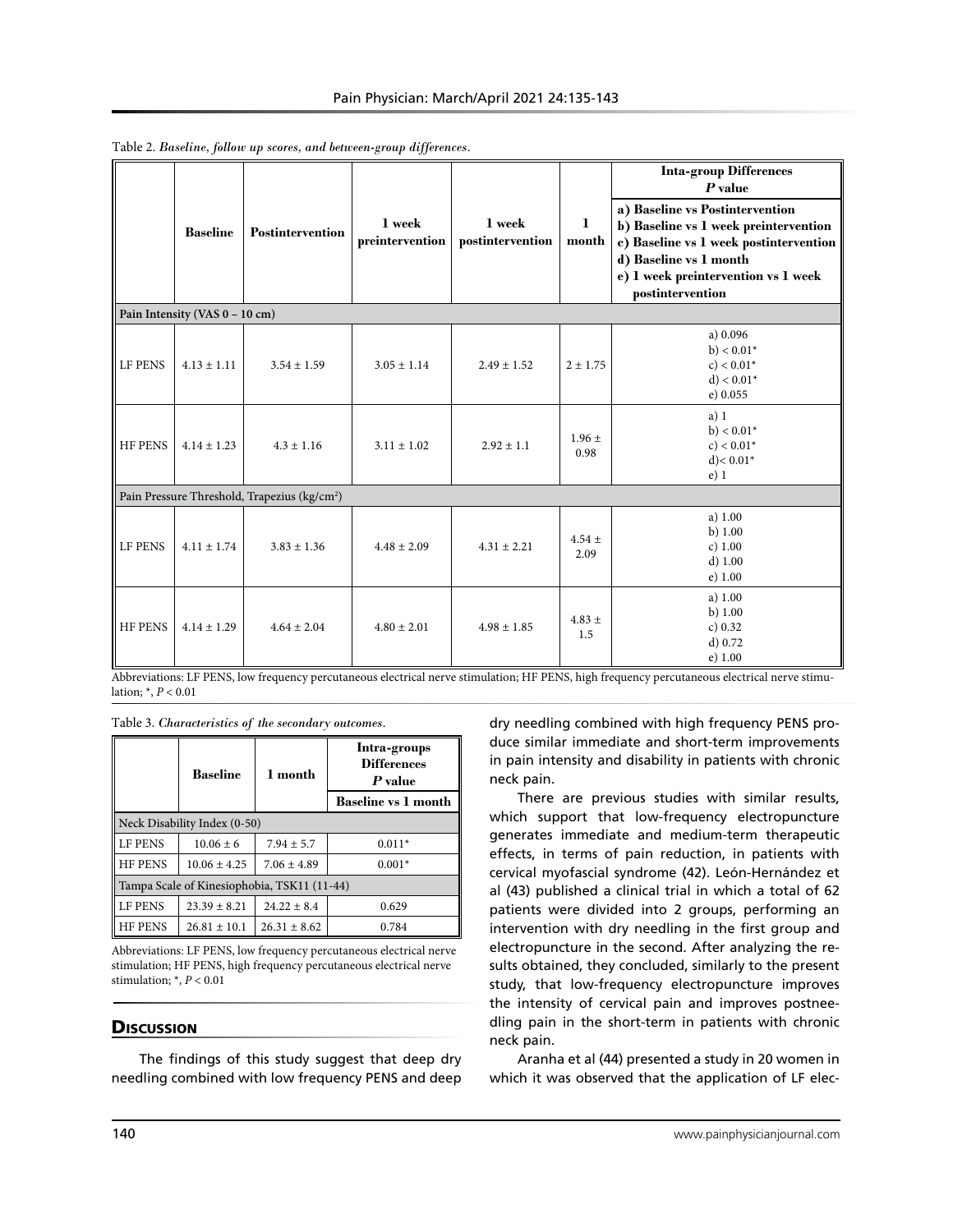Table 2. *Baseline, follow up scores, and between-group differences.*

| | Baseline | Postintervention | 1 week preintervention | 1 week postintervention | 1 month | Inta-group Differences *P* value: a) Baseline vs Postintervention b) Baseline vs 1 week preintervention c) Baseline vs 1 week postintervention d) Baseline vs 1 month e) 1 week preintervention vs 1 week postintervention |
|---|---|---|---|---|---|---|
| **Pain Intensity (VAS 0 – 10 cm)** | | | | | | |
| LF PENS | 4.13 ± 1.11 | 3.54 ± 1.59 | 3.05 ± 1.14 | 2.49 ± 1.52 | 2 ± 1.75 | a) 0.096<br>b) < 0.01*<br>c) < 0.01*<br>d) < 0.01*<br>e) 0.055 |
| HF PENS | 4.14 ± 1.23 | 4.3 ± 1.16 | 3.11 ± 1.02 | 2.92 ± 1.1 | 1.96 ± 0.98 | a) 1<br>b) < 0.01*<br>c) < 0.01*<br>d)< 0.01*<br>e) 1 |
| **Pain Pressure Threshold, Trapezius (kg/cm²)** | | | | | | |
| LF PENS | 4.11 ± 1.74 | 3.83 ± 1.36 | 4.48 ± 2.09 | 4.31 ± 2.21 | 4.54 ± 2.09 | a) 1.00<br>b) 1.00<br>c) 1.00<br>d) 1.00<br>e) 1.00 |
| HF PENS | 4.14 ± 1.29 | 4.64 ± 2.04 | 4.80 ± 2.01 | 4.98 ± 1.85 | 4.83 ± 1.5 | a) 1.00<br>b) 1.00<br>c) 0.32<br>d) 0.72<br>e) 1.00 |

Abbreviations: LF PENS, low frequency percutaneous electrical nerve stimulation; HF PENS, high frequency percutaneous electrical nerve stimulation; *, $P < 0.01$

Table 3. *Characteristics of the secondary outcomes.*

| | Baseline | 1 month | Intra-groups Differences *P* value: Baseline vs 1 month |
|---|---|---|---|
| **Neck Disability Index (0-50)** | | | |
| LF PENS | 10.06 ± 6 | 7.94 ± 5.7 | 0.011* |
| HF PENS | 10.06 ± 4.25 | 7.06 ± 4.89 | 0.001* |
| **Tampa Scale of Kinesiophobia, TSK11 (11-44)** | | | |
| LF PENS | 23.39 ± 8.21 | 24.22 ± 8.4 | 0.629 |
| HF PENS | 26.81 ± 10.1 | 26.31 ± 8.62 | 0.784 |

Abbreviations: LF PENS, low frequency percutaneous electrical nerve stimulation; HF PENS, high frequency percutaneous electrical nerve stimulation; *, $P < 0.01$

## Discussion

The findings of this study suggest that deep dry needling combined with low frequency PENS and deep dry needling combined with high frequency PENS produce similar immediate and short-term improvements in pain intensity and disability in patients with chronic neck pain.

There are previous studies with similar results, which support that low-frequency electropuncture generates immediate and medium-term therapeutic effects, in terms of pain reduction, in patients with cervical myofascial syndrome (42). León-Hernández et al (43) published a clinical trial in which a total of 62 patients were divided into 2 groups, performing an intervention with dry needling in the first group and electropuncture in the second. After analyzing the results obtained, they concluded, similarly to the present study, that low-frequency electropuncture improves the intensity of cervical pain and improves postneedling pain in the short-term in patients with chronic neck pain.

Aranha et al (44) presented a study in 20 women in which it was observed that the application of LF elec-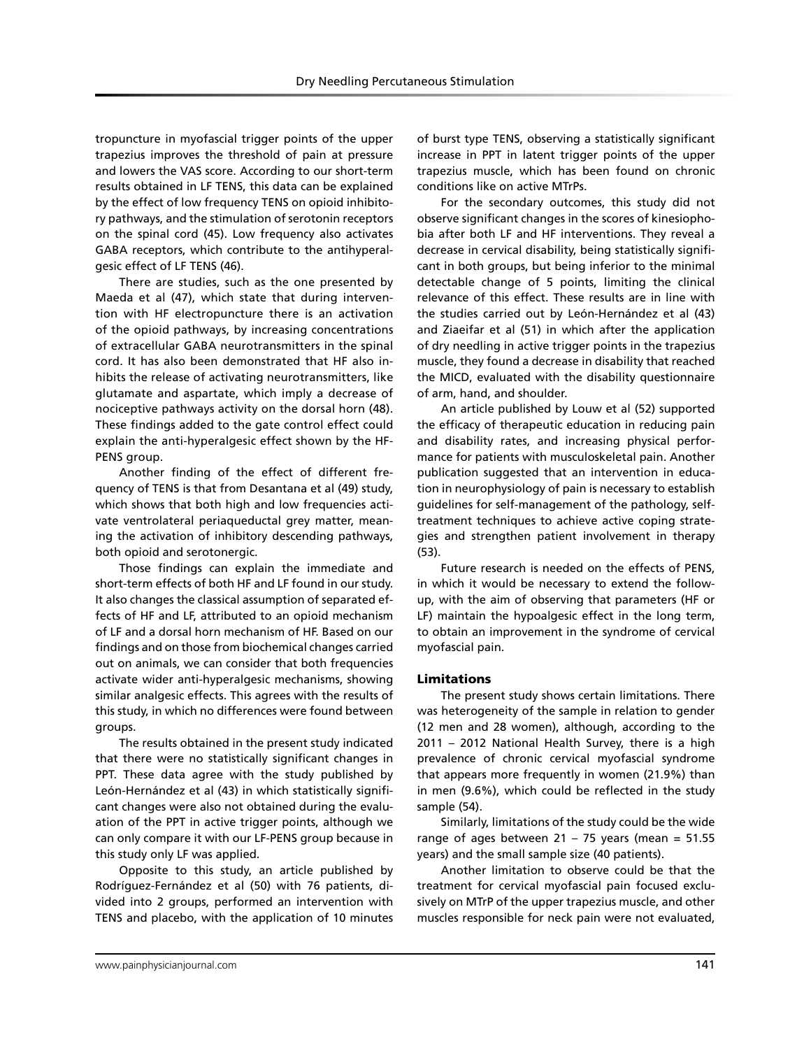tropuncture in myofascial trigger points of the upper trapezius improves the threshold of pain at pressure and lowers the VAS score. According to our short-term results obtained in LF TENS, this data can be explained by the effect of low frequency TENS on opioid inhibitory pathways, and the stimulation of serotonin receptors on the spinal cord (45). Low frequency also activates GABA receptors, which contribute to the antihyperalgesic effect of LF TENS (46).

There are studies, such as the one presented by Maeda et al (47), which state that during intervention with HF electropuncture there is an activation of the opioid pathways, by increasing concentrations of extracellular GABA neurotransmitters in the spinal cord. It has also been demonstrated that HF also inhibits the release of activating neurotransmitters, like glutamate and aspartate, which imply a decrease of nociceptive pathways activity on the dorsal horn (48). These findings added to the gate control effect could explain the anti-hyperalgesic effect shown by the HF-PENS group.

Another finding of the effect of different frequency of TENS is that from Desantana et al (49) study, which shows that both high and low frequencies activate ventrolateral periaqueductal grey matter, meaning the activation of inhibitory descending pathways, both opioid and serotonergic.

Those findings can explain the immediate and short-term effects of both HF and LF found in our study. It also changes the classical assumption of separated effects of HF and LF, attributed to an opioid mechanism of LF and a dorsal horn mechanism of HF. Based on our findings and on those from biochemical changes carried out on animals, we can consider that both frequencies activate wider anti-hyperalgesic mechanisms, showing similar analgesic effects. This agrees with the results of this study, in which no differences were found between groups.

The results obtained in the present study indicated that there were no statistically significant changes in PPT. These data agree with the study published by León-Hernández et al (43) in which statistically significant changes were also not obtained during the evaluation of the PPT in active trigger points, although we can only compare it with our LF-PENS group because in this study only LF was applied.

Opposite to this study, an article published by Rodríguez-Fernández et al (50) with 76 patients, divided into 2 groups, performed an intervention with TENS and placebo, with the application of 10 minutes of burst type TENS, observing a statistically significant increase in PPT in latent trigger points of the upper trapezius muscle, which has been found on chronic conditions like on active MTrPs.

For the secondary outcomes, this study did not observe significant changes in the scores of kinesiophobia after both LF and HF interventions. They reveal a decrease in cervical disability, being statistically significant in both groups, but being inferior to the minimal detectable change of 5 points, limiting the clinical relevance of this effect. These results are in line with the studies carried out by León-Hernández et al (43) and Ziaeifar et al (51) in which after the application of dry needling in active trigger points in the trapezius muscle, they found a decrease in disability that reached the MICD, evaluated with the disability questionnaire of arm, hand, and shoulder.

An article published by Louw et al (52) supported the efficacy of therapeutic education in reducing pain and disability rates, and increasing physical performance for patients with musculoskeletal pain. Another publication suggested that an intervention in education in neurophysiology of pain is necessary to establish guidelines for self-management of the pathology, self-treatment techniques to achieve active coping strategies and strengthen patient involvement in therapy (53).

Future research is needed on the effects of PENS, in which it would be necessary to extend the follow-up, with the aim of observing that parameters (HF or LF) maintain the hypoalgesic effect in the long term, to obtain an improvement in the syndrome of cervical myofascial pain.

## Limitations

The present study shows certain limitations. There was heterogeneity of the sample in relation to gender (12 men and 28 women), although, according to the 2011 – 2012 National Health Survey, there is a high prevalence of chronic cervical myofascial syndrome that appears more frequently in women (21.9%) than in men (9.6%), which could be reflected in the study sample (54).

Similarly, limitations of the study could be the wide range of ages between 21 – 75 years (mean = 51.55 years) and the small sample size (40 patients).

Another limitation to observe could be that the treatment for cervical myofascial pain focused exclusively on MTrP of the upper trapezius muscle, and other muscles responsible for neck pain were not evaluated,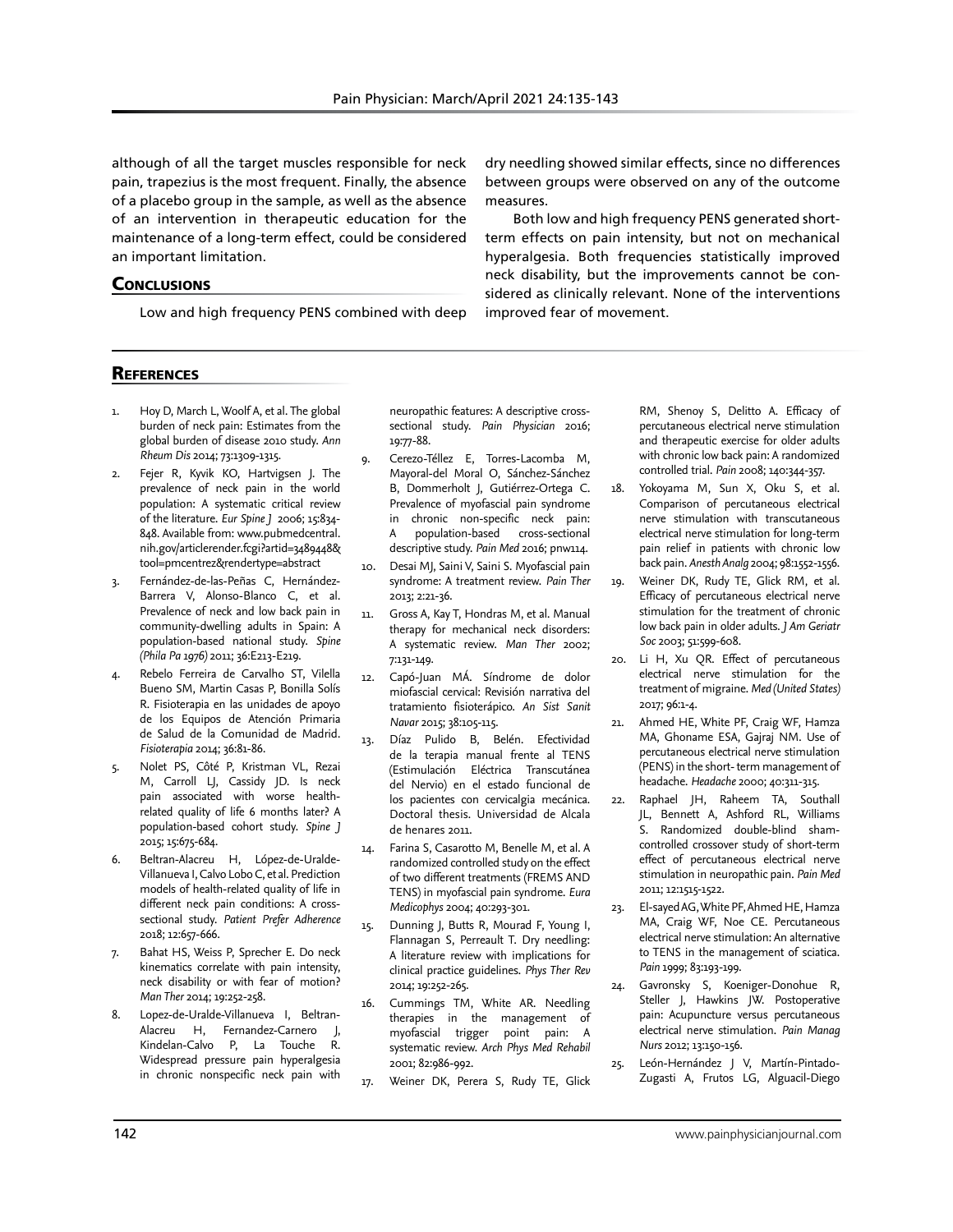although of all the target muscles responsible for neck pain, trapezius is the most frequent. Finally, the absence of a placebo group in the sample, as well as the absence of an intervention in therapeutic education for the maintenance of a long-term effect, could be considered an important limitation.

## Conclusions

Low and high frequency PENS combined with deep dry needling showed similar effects, since no differences between groups were observed on any of the outcome measures.

Both low and high frequency PENS generated short-term effects on pain intensity, but not on mechanical hyperalgesia. Both frequencies statistically improved neck disability, but the improvements cannot be considered as clinically relevant. None of the interventions improved fear of movement.

## References

1. Hoy D, March L, Woolf A, et al. The global burden of neck pain: Estimates from the global burden of disease 2010 study. *Ann Rheum Dis* 2014; 73:1309-1315.
2. Fejer R, Kyvik KO, Hartvigsen J. The prevalence of neck pain in the world population: A systematic critical review of the literature. *Eur Spine J* 2006; 15:834-848. Available from: www.pubmedcentral.nih.gov/articlerender.fcgi?artid=3489448&tool=pmcentrez&rendertype=abstract
3. Fernández-de-las-Peñas C, Hernández-Barrera V, Alonso-Blanco C, et al. Prevalence of neck and low back pain in community-dwelling adults in Spain: A population-based national study. *Spine (Phila Pa 1976)* 2011; 36:E213-E219.
4. Rebelo Ferreira de Carvalho ST, Vilella Bueno SM, Martin Casas P, Bonilla Solís R. Fisioterapia en las unidades de apoyo de los Equipos de Atención Primaria de Salud de la Comunidad de Madrid. *Fisioterapia* 2014; 36:81-86.
5. Nolet PS, Côté P, Kristman VL, Rezai M, Carroll LJ, Cassidy JD. Is neck pain associated with worse health-related quality of life 6 months later? A population-based cohort study. *Spine J* 2015; 15:675-684.
6. Beltran-Alacreu H, López-de-Uralde-Villanueva I, Calvo Lobo C, et al. Prediction models of health-related quality of life in different neck pain conditions: A cross-sectional study. *Patient Prefer Adherence* 2018; 12:657-666.
7. Bahat HS, Weiss P, Sprecher E. Do neck kinematics correlate with pain intensity, neck disability or with fear of motion? *Man Ther* 2014; 19:252-258.
8. Lopez-de-Uralde-Villanueva I, Beltran-Alacreu H, Fernandez-Carnero J, Kindelan-Calvo P, La Touche R. Widespread pressure pain hyperalgesia in chronic nonspecific neck pain with neuropathic features: A descriptive cross-sectional study. *Pain Physician* 2016; 19:77-88.
9. Cerezo-Téllez E, Torres-Lacomba M, Mayoral-del Moral O, Sánchez-Sánchez B, Dommerholt J, Gutiérrez-Ortega C. Prevalence of myofascial pain syndrome in chronic non-specific neck pain: A population-based cross-sectional descriptive study. *Pain Med* 2016; pnw114.
10. Desai MJ, Saini V, Saini S. Myofascial pain syndrome: A treatment review. *Pain Ther* 2013; 2:21-36.
11. Gross A, Kay T, Hondras M, et al. Manual therapy for mechanical neck disorders: A systematic review. *Man Ther* 2002; 7:131-149.
12. Capó-Juan MÁ. Síndrome de dolor miofascial cervical: Revisión narrativa del tratamiento fisioterápico. *An Sist Sanit Navar* 2015; 38:105-115.
13. Díaz Pulido B, Belén. Efectividad de la terapia manual frente al TENS (Estimulación Eléctrica Transcutánea del Nervio) en el estado funcional de los pacientes con cervicalgia mecánica. Doctoral thesis. Universidad de Alcala de henares 2011.
14. Farina S, Casarotto M, Benelle M, et al. A randomized controlled study on the effect of two different treatments (FREMS AND TENS) in myofascial pain syndrome. *Eura Medicophys* 2004; 40:293-301.
15. Dunning J, Butts R, Mourad F, Young I, Flannagan S, Perreault T. Dry needling: A literature review with implications for clinical practice guidelines. *Phys Ther Rev* 2014; 19:252-265.
16. Cummings TM, White AR. Needling therapies in the management of myofascial trigger point pain: A systematic review. *Arch Phys Med Rehabil* 2001; 82:986-992.
17. Weiner DK, Perera S, Rudy TE, Glick RM, Shenoy S, Delitto A. Efficacy of percutaneous electrical nerve stimulation and therapeutic exercise for older adults with chronic low back pain: A randomized controlled trial. *Pain* 2008; 140:344-357.
18. Yokoyama M, Sun X, Oku S, et al. Comparison of percutaneous electrical nerve stimulation with transcutaneous electrical nerve stimulation for long-term pain relief in patients with chronic low back pain. *Anesth Analg* 2004; 98:1552-1556.
19. Weiner DK, Rudy TE, Glick RM, et al. Efficacy of percutaneous electrical nerve stimulation for the treatment of chronic low back pain in older adults. *J Am Geriatr Soc* 2003; 51:599-608.
20. Li H, Xu QR. Effect of percutaneous electrical nerve stimulation for the treatment of migraine. *Med (United States)* 2017; 96:1-4.
21. Ahmed HE, White PF, Craig WF, Hamza MA, Ghoname ESA, Gajraj NM. Use of percutaneous electrical nerve stimulation (PENS) in the short- term management of headache. *Headache* 2000; 40:311-315.
22. Raphael JH, Raheem TA, Southall JL, Bennett A, Ashford RL, Williams S. Randomized double-blind sham-controlled crossover study of short-term effect of percutaneous electrical nerve stimulation in neuropathic pain. *Pain Med* 2011; 12:1515-1522.
23. El-sayed AG, White PF, Ahmed HE, Hamza MA, Craig WF, Noe CE. Percutaneous electrical nerve stimulation: An alternative to TENS in the management of sciatica. *Pain* 1999; 83:193-199.
24. Gavronsky S, Koeniger-Donohue R, Steller J, Hawkins JW. Postoperative pain: Acupuncture versus percutaneous electrical nerve stimulation. *Pain Manag Nurs* 2012; 13:150-156.
25. León-Hernández J V, Martín-Pintado-Zugasti A, Frutos LG, Alguacil-Diego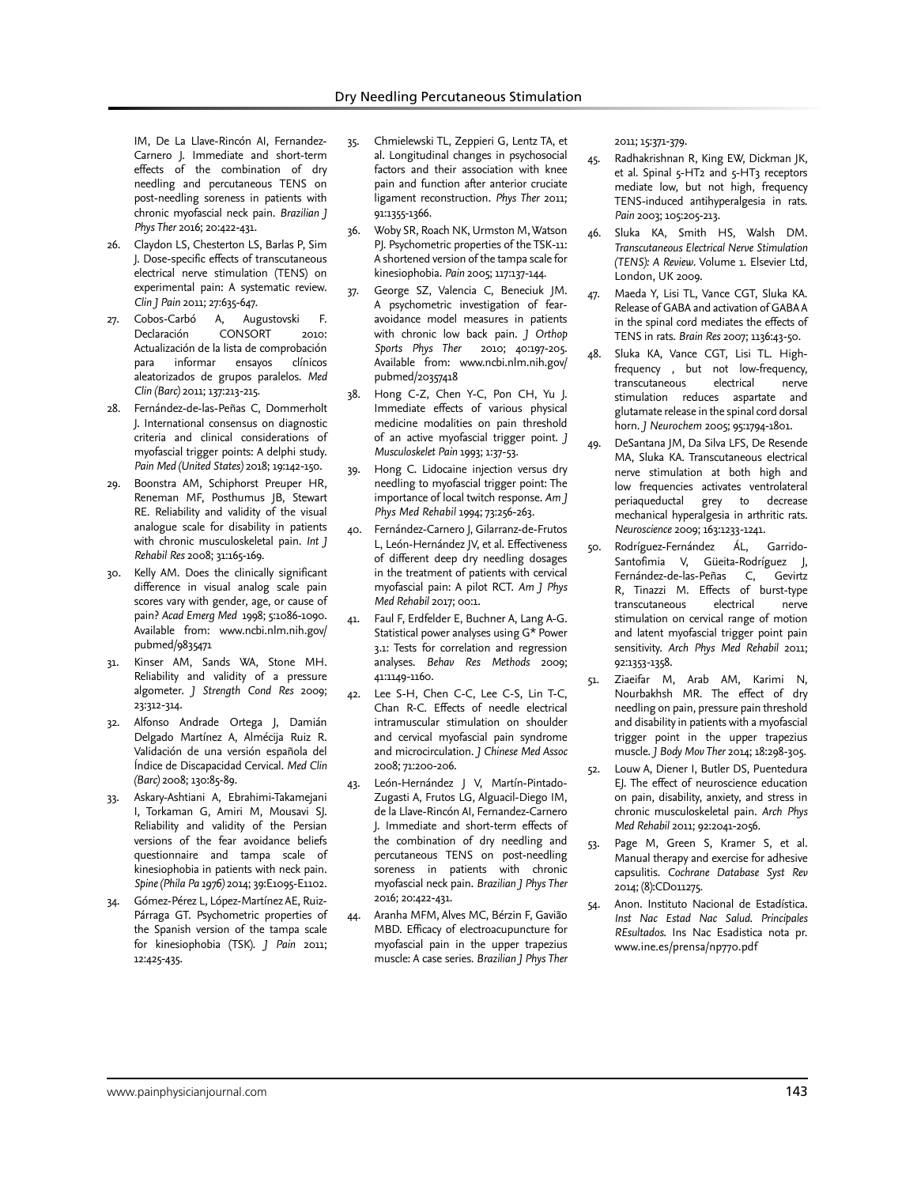IM, De La Llave-Rincón AI, Fernandez-Carnero J. Immediate and short-term effects of the combination of dry needling and percutaneous TENS on post-needling soreness in patients with chronic myofascial neck pain. *Brazilian J Phys Ther* 2016; 20:422-431.

26. Claydon LS, Chesterton LS, Barlas P, Sim J. Dose-specific effects of transcutaneous electrical nerve stimulation (TENS) on experimental pain: A systematic review. *Clin J Pain* 2011; 27:635-647.
27. Cobos-Carbó A, Augustovski F. Declaración CONSORT 2010: Actualización de la lista de comprobación para informar ensayos clínicos aleatorizados de grupos paralelos. *Med Clin (Barc)* 2011; 137:213-215.
28. Fernández-de-las-Peñas C, Dommerholt J. International consensus on diagnostic criteria and clinical considerations of myofascial trigger points: A delphi study. *Pain Med (United States)* 2018; 19:142-150.
29. Boonstra AM, Schiphorst Preuper HR, Reneman MF, Posthumus JB, Stewart RE. Reliability and validity of the visual analogue scale for disability in patients with chronic musculoskeletal pain. *Int J Rehabil Res* 2008; 31:165-169.
30. Kelly AM. Does the clinically significant difference in visual analog scale pain scores vary with gender, age, or cause of pain? *Acad Emerg Med* 1998; 5:1086-1090. Available from: www.ncbi.nlm.nih.gov/pubmed/9835471
31. Kinser AM, Sands WA, Stone MH. Reliability and validity of a pressure algometer. *J Strength Cond Res* 2009; 23:312-314.
32. Alfonso Andrade Ortega J, Damián Delgado Martínez A, Almécija Ruiz R. Validación de una versión española del Índice de Discapacidad Cervical. *Med Clin (Barc)* 2008; 130:85-89.
33. Askary-Ashtiani A, Ebrahimi-Takamejani I, Torkaman G, Amiri M, Mousavi SJ. Reliability and validity of the Persian versions of the fear avoidance beliefs questionnaire and tampa scale of kinesiophobia in patients with neck pain. *Spine (Phila Pa 1976)* 2014; 39:E1095-E1102.
34. Gómez-Pérez L, López-Martínez AE, Ruiz-Párraga GT. Psychometric properties of the Spanish version of the tampa scale for kinesiophobia (TSK). *J Pain* 2011; 12:425-435.
35. Chmielewski TL, Zeppieri G, Lentz TA, et al. Longitudinal changes in psychosocial factors and their association with knee pain and function after anterior cruciate ligament reconstruction. *Phys Ther* 2011; 91:1355-1366.
36. Woby SR, Roach NK, Urmston M, Watson PJ. Psychometric properties of the TSK-11: A shortened version of the tampa scale for kinesiophobia. *Pain* 2005; 117:137-144.
37. George SZ, Valencia C, Beneciuk JM. A psychometric investigation of fear-avoidance model measures in patients with chronic low back pain. *J Orthop Sports Phys Ther* 2010; 40:197-205. Available from: www.ncbi.nlm.nih.gov/pubmed/20357418
38. Hong C-Z, Chen Y-C, Pon CH, Yu J. Immediate effects of various physical medicine modalities on pain threshold of an active myofascial trigger point. *J Musculoskelet Pain* 1993; 1:37-53.
39. Hong C. Lidocaine injection versus dry needling to myofascial trigger point: The importance of local twitch response. *Am J Phys Med Rehabil* 1994; 73:256-263.
40. Fernández-Carnero J, Gilarranz-de-Frutos L, León-Hernández JV, et al. Effectiveness of different deep dry needling dosages in the treatment of patients with cervical myofascial pain: A pilot RCT. *Am J Phys Med Rehabil* 2017; 00:1.
41. Faul F, Erdfelder E, Buchner A, Lang A-G. Statistical power analyses using G* Power 3.1: Tests for correlation and regression analyses. *Behav Res Methods* 2009; 41:1149-1160.
42. Lee S-H, Chen C-C, Lee C-S, Lin T-C, Chan R-C. Effects of needle electrical intramuscular stimulation on shoulder and cervical myofascial pain syndrome and microcirculation. *J Chinese Med Assoc* 2008; 71:200-206.
43. León-Hernández J V, Martín-Pintado-Zugasti A, Frutos LG, Alguacil-Diego IM, de la Llave-Rincón AI, Fernandez-Carnero J. Immediate and short-term effects of the combination of dry needling and percutaneous TENS on post-needling soreness in patients with chronic myofascial neck pain. *Brazilian J Phys Ther* 2016; 20:422-431.
44. Aranha MFM, Alves MC, Bérzin F, Gavião MBD. Efficacy of electroacupuncture for myofascial pain in the upper trapezius muscle: A case series. *Brazilian J Phys Ther* 2011; 15:371-379.
45. Radhakrishnan R, King EW, Dickman JK, et al. Spinal 5-HT2 and 5-HT3 receptors mediate low, but not high, frequency TENS-induced antihyperalgesia in rats. *Pain* 2003; 105:205-213.
46. Sluka KA, Smith HS, Walsh DM. *Transcutaneous Electrical Nerve Stimulation (TENS): A Review*. Volume 1. Elsevier Ltd, London, UK 2009.
47. Maeda Y, Lisi TL, Vance CGT, Sluka KA. Release of GABA and activation of GABA A in the spinal cord mediates the effects of TENS in rats. *Brain Res* 2007; 1136:43-50.
48. Sluka KA, Vance CGT, Lisi TL. High-frequency , but not low-frequency, transcutaneous electrical nerve stimulation reduces aspartate and glutamate release in the spinal cord dorsal horn. *J Neurochem* 2005; 95:1794-1801.
49. DeSantana JM, Da Silva LFS, De Resende MA, Sluka KA. Transcutaneous electrical nerve stimulation at both high and low frequencies activates ventrolateral periaqueductal grey to decrease mechanical hyperalgesia in arthritic rats. *Neuroscience* 2009; 163:1233-1241.
50. Rodríguez-Fernández ÁL, Garrido-Santofimia V, Güeita-Rodríguez J, Fernández-de-las-Peñas C, Gevirtz R, Tinazzi M. Effects of burst-type transcutaneous electrical nerve stimulation on cervical range of motion and latent myofascial trigger point pain sensitivity. *Arch Phys Med Rehabil* 2011; 92:1353-1358.
51. Ziaeifar M, Arab AM, Karimi N, Nourbakhsh MR. The effect of dry needling on pain, pressure pain threshold and disability in patients with a myofascial trigger point in the upper trapezius muscle. *J Body Mov Ther* 2014; 18:298-305.
52. Louw A, Diener I, Butler DS, Puentedura EJ. The effect of neuroscience education on pain, disability, anxiety, and stress in chronic musculoskeletal pain. *Arch Phys Med Rehabil* 2011; 92:2041-2056.
53. Page M, Green S, Kramer S, et al. Manual therapy and exercise for adhesive capsulitis. *Cochrane Database Syst Rev* 2014; (8):CD011275.
54. Anon. Instituto Nacional de Estadística. *Inst Nac Estad Nac Salud. Principales REsultados.* Ins Nac Esadistica nota pr. www.ine.es/prensa/np770.pdf